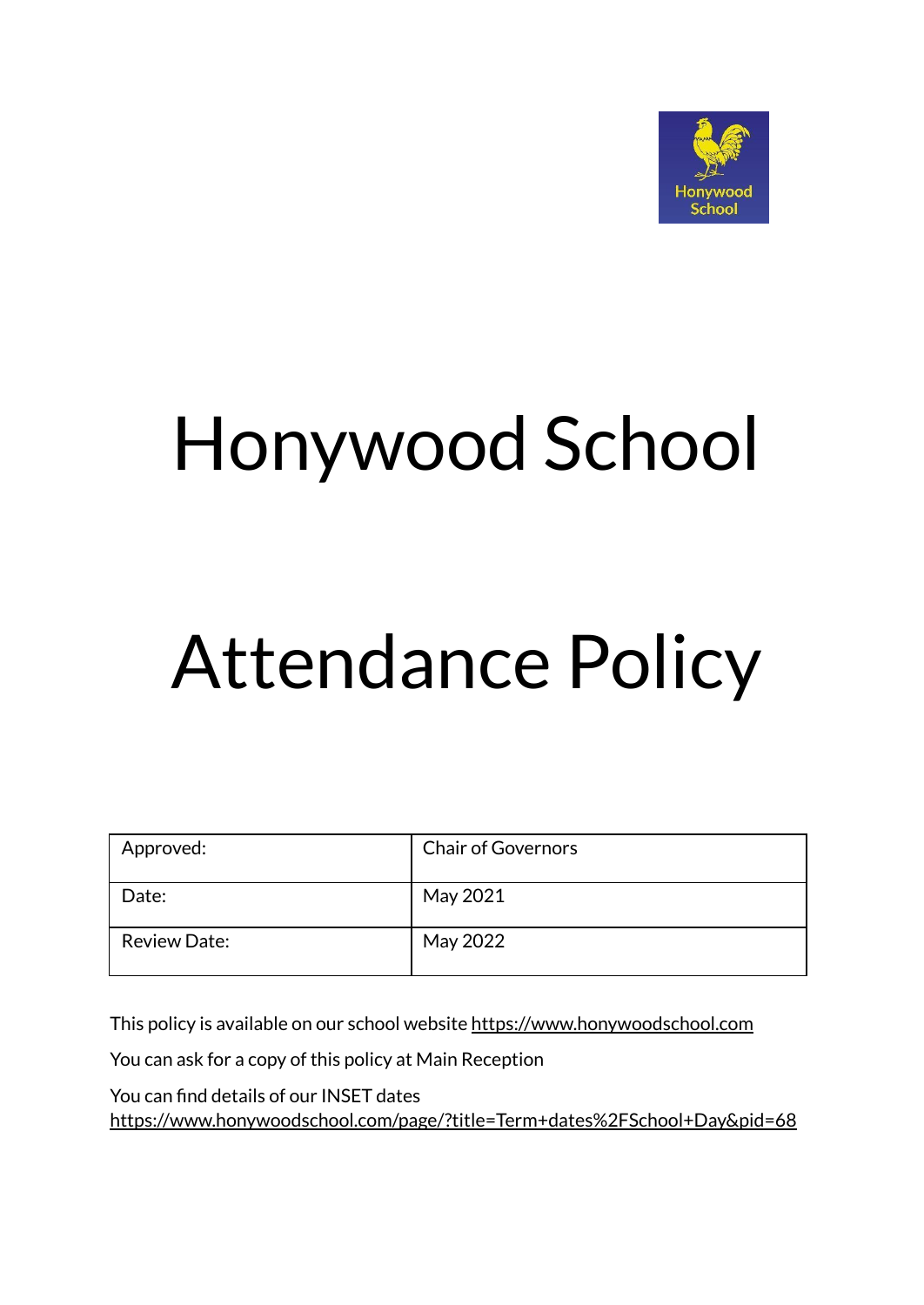# Honywood School

# Attendance Policy

| Approved: | Chair of Governors |
|---|---|
| Date: | May 2021 |
| Review Date: | May 2022 |

This policy is available on our school website https://www.honywoodschool.com

You can ask for a copy of this policy at Main Reception

You can find details of our INSET dates https://www.honywoodschool.com/page/?title=Term+dates%2FSchool+Day&pid=68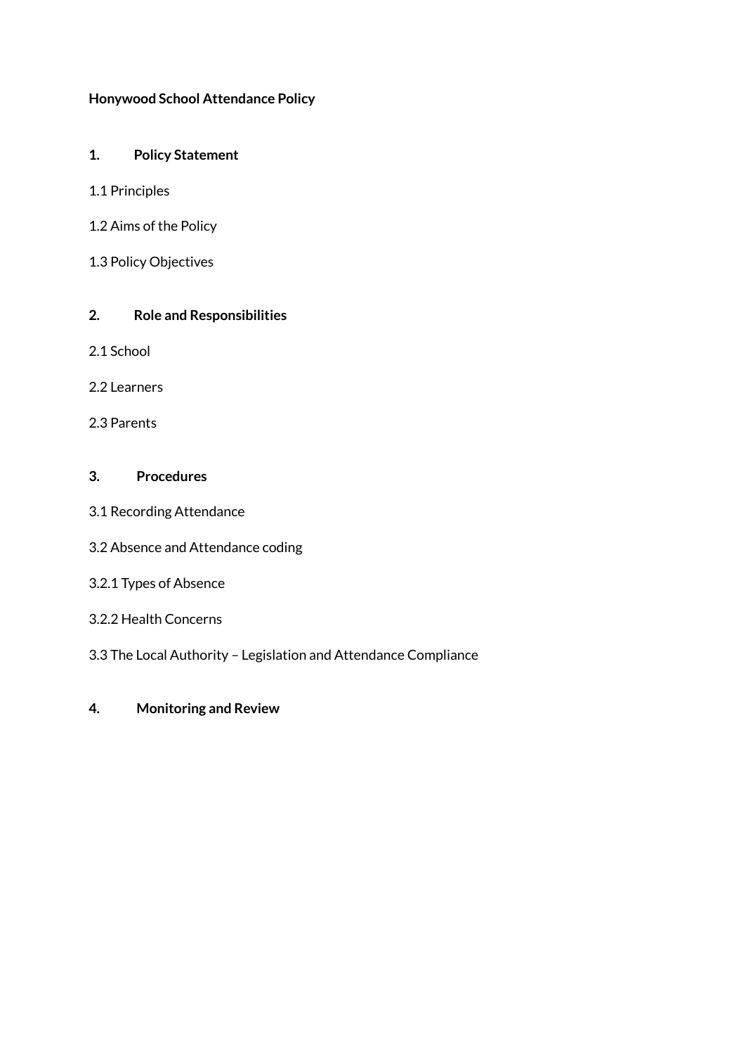**Honywood School Attendance Policy**

**1. Policy Statement**

1.1 Principles

1.2 Aims of the Policy

1.3 Policy Objectives

**2. Role and Responsibilities**

2.1 School

2.2 Learners

2.3 Parents

**3. Procedures**

3.1 Recording Attendance

3.2 Absence and Attendance coding

3.2.1 Types of Absence

3.2.2 Health Concerns

3.3 The Local Authority – Legislation and Attendance Compliance

**4. Monitoring and Review**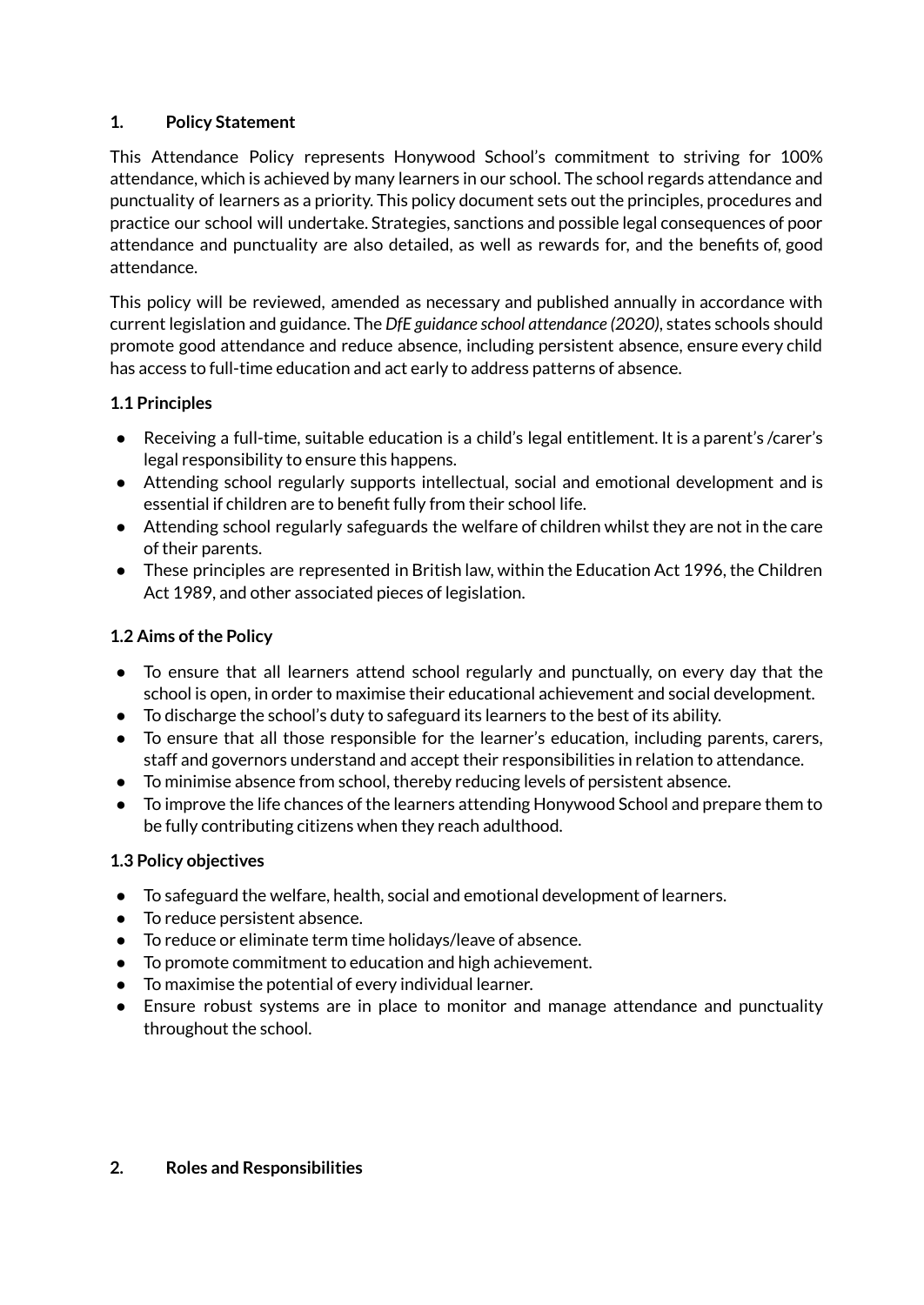## 1. Policy Statement

This Attendance Policy represents Honywood School's commitment to striving for 100% attendance, which is achieved by many learners in our school. The school regards attendance and punctuality of learners as a priority. This policy document sets out the principles, procedures and practice our school will undertake. Strategies, sanctions and possible legal consequences of poor attendance and punctuality are also detailed, as well as rewards for, and the benefits of, good attendance.

This policy will be reviewed, amended as necessary and published annually in accordance with current legislation and guidance. The *DfE guidance school attendance (2020)*, states schools should promote good attendance and reduce absence, including persistent absence, ensure every child has access to full-time education and act early to address patterns of absence.

### 1.1 Principles

- Receiving a full-time, suitable education is a child's legal entitlement. It is a parent's /carer's legal responsibility to ensure this happens.
- Attending school regularly supports intellectual, social and emotional development and is essential if children are to benefit fully from their school life.
- Attending school regularly safeguards the welfare of children whilst they are not in the care of their parents.
- These principles are represented in British law, within the Education Act 1996, the Children Act 1989, and other associated pieces of legislation.

### 1.2 Aims of the Policy

- To ensure that all learners attend school regularly and punctually, on every day that the school is open, in order to maximise their educational achievement and social development.
- To discharge the school's duty to safeguard its learners to the best of its ability.
- To ensure that all those responsible for the learner's education, including parents, carers, staff and governors understand and accept their responsibilities in relation to attendance.
- To minimise absence from school, thereby reducing levels of persistent absence.
- To improve the life chances of the learners attending Honywood School and prepare them to be fully contributing citizens when they reach adulthood.

### 1.3 Policy objectives

- To safeguard the welfare, health, social and emotional development of learners.
- To reduce persistent absence.
- To reduce or eliminate term time holidays/leave of absence.
- To promote commitment to education and high achievement.
- To maximise the potential of every individual learner.
- Ensure robust systems are in place to monitor and manage attendance and punctuality throughout the school.

## 2. Roles and Responsibilities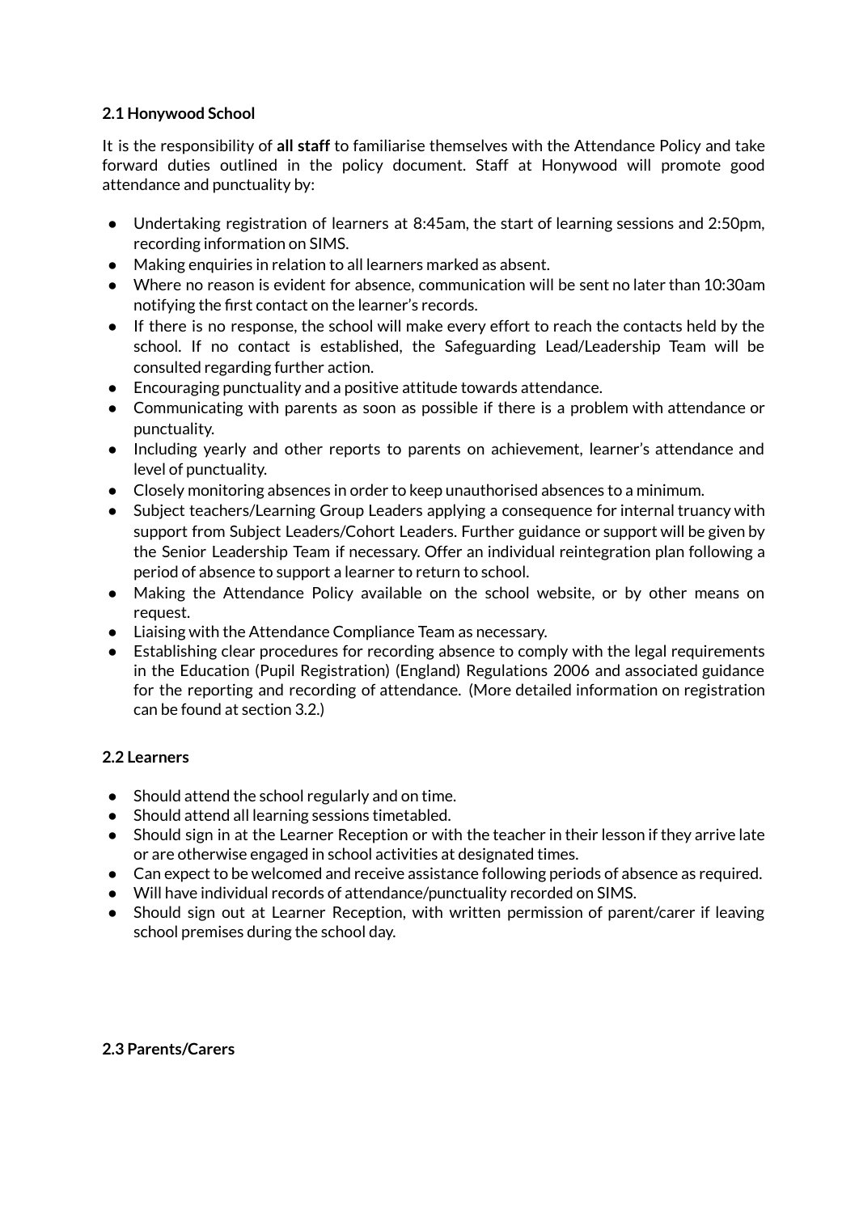### 2.1 Honywood School

It is the responsibility of **all staff** to familiarise themselves with the Attendance Policy and take forward duties outlined in the policy document. Staff at Honywood will promote good attendance and punctuality by:

- Undertaking registration of learners at 8:45am, the start of learning sessions and 2:50pm, recording information on SIMS.
- Making enquiries in relation to all learners marked as absent.
- Where no reason is evident for absence, communication will be sent no later than 10:30am notifying the first contact on the learner's records.
- If there is no response, the school will make every effort to reach the contacts held by the school. If no contact is established, the Safeguarding Lead/Leadership Team will be consulted regarding further action.
- Encouraging punctuality and a positive attitude towards attendance.
- Communicating with parents as soon as possible if there is a problem with attendance or punctuality.
- Including yearly and other reports to parents on achievement, learner's attendance and level of punctuality.
- Closely monitoring absences in order to keep unauthorised absences to a minimum.
- Subject teachers/Learning Group Leaders applying a consequence for internal truancy with support from Subject Leaders/Cohort Leaders. Further guidance or support will be given by the Senior Leadership Team if necessary. Offer an individual reintegration plan following a period of absence to support a learner to return to school.
- Making the Attendance Policy available on the school website, or by other means on request.
- Liaising with the Attendance Compliance Team as necessary.
- Establishing clear procedures for recording absence to comply with the legal requirements in the Education (Pupil Registration) (England) Regulations 2006 and associated guidance for the reporting and recording of attendance. (More detailed information on registration can be found at section 3.2.)

### 2.2 Learners

- Should attend the school regularly and on time.
- Should attend all learning sessions timetabled.
- Should sign in at the Learner Reception or with the teacher in their lesson if they arrive late or are otherwise engaged in school activities at designated times.
- Can expect to be welcomed and receive assistance following periods of absence as required.
- Will have individual records of attendance/punctuality recorded on SIMS.
- Should sign out at Learner Reception, with written permission of parent/carer if leaving school premises during the school day.

### 2.3 Parents/Carers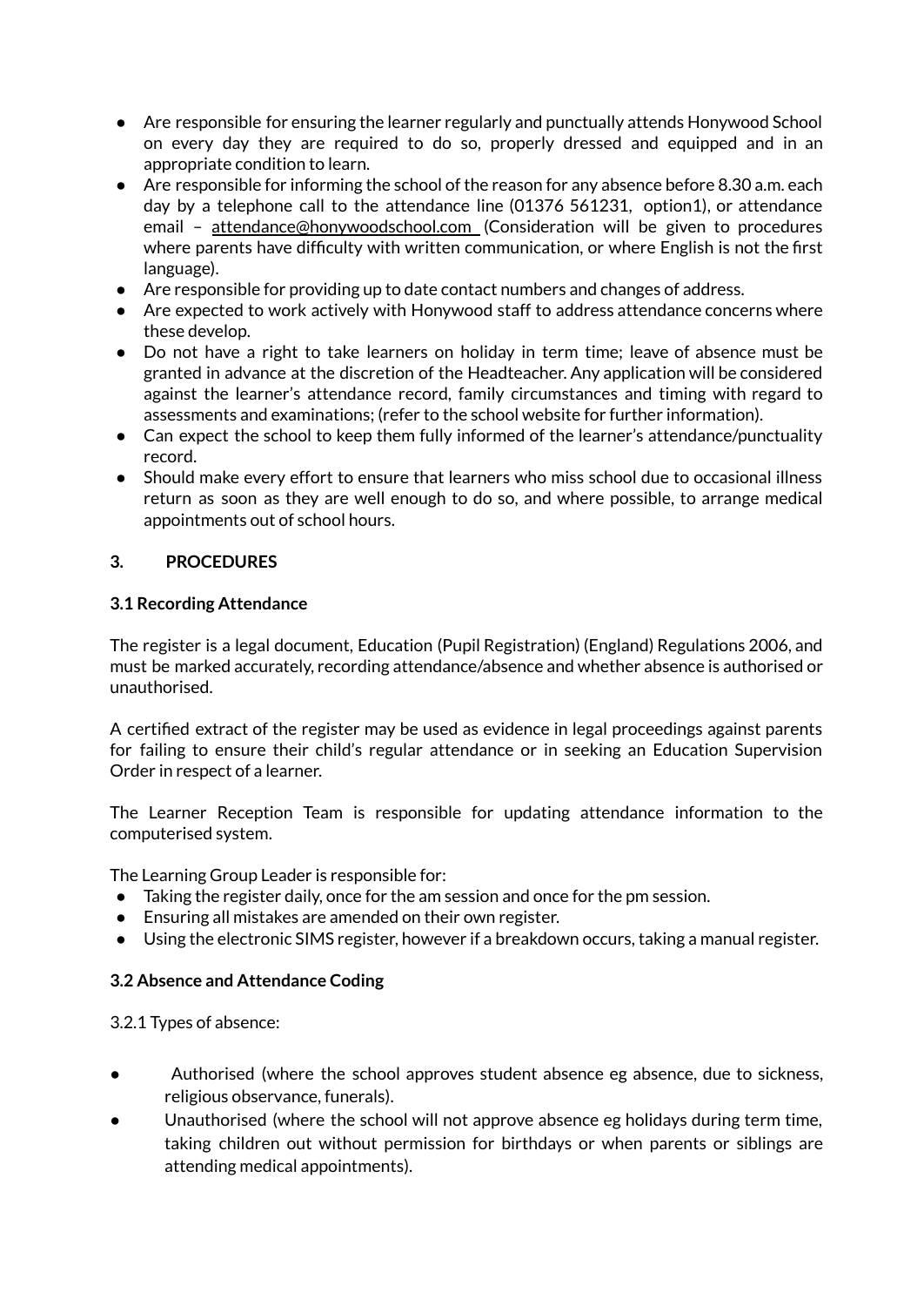- Are responsible for ensuring the learner regularly and punctually attends Honywood School on every day they are required to do so, properly dressed and equipped and in an appropriate condition to learn.
- Are responsible for informing the school of the reason for any absence before 8.30 a.m. each day by a telephone call to the attendance line (01376 561231, option1), or attendance email – attendance@honywoodschool.com (Consideration will be given to procedures where parents have difficulty with written communication, or where English is not the first language).
- Are responsible for providing up to date contact numbers and changes of address.
- Are expected to work actively with Honywood staff to address attendance concerns where these develop.
- Do not have a right to take learners on holiday in term time; leave of absence must be granted in advance at the discretion of the Headteacher. Any application will be considered against the learner's attendance record, family circumstances and timing with regard to assessments and examinations; (refer to the school website for further information).
- Can expect the school to keep them fully informed of the learner's attendance/punctuality record.
- Should make every effort to ensure that learners who miss school due to occasional illness return as soon as they are well enough to do so, and where possible, to arrange medical appointments out of school hours.

## 3. PROCEDURES

### 3.1 Recording Attendance

The register is a legal document, Education (Pupil Registration) (England) Regulations 2006, and must be marked accurately, recording attendance/absence and whether absence is authorised or unauthorised.

A certified extract of the register may be used as evidence in legal proceedings against parents for failing to ensure their child's regular attendance or in seeking an Education Supervision Order in respect of a learner.

The Learner Reception Team is responsible for updating attendance information to the computerised system.

The Learning Group Leader is responsible for:

- Taking the register daily, once for the am session and once for the pm session.
- Ensuring all mistakes are amended on their own register.
- Using the electronic SIMS register, however if a breakdown occurs, taking a manual register.

### 3.2 Absence and Attendance Coding

3.2.1 Types of absence:

- Authorised (where the school approves student absence eg absence, due to sickness, religious observance, funerals).
- Unauthorised (where the school will not approve absence eg holidays during term time, taking children out without permission for birthdays or when parents or siblings are attending medical appointments).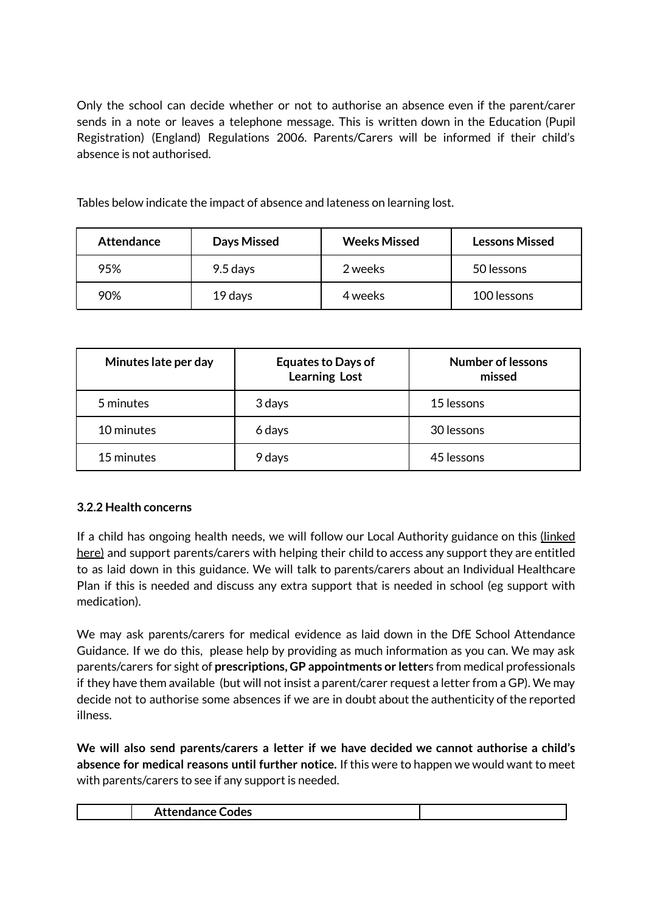Only the school can decide whether or not to authorise an absence even if the parent/carer sends in a note or leaves a telephone message. This is written down in the Education (Pupil Registration) (England) Regulations 2006. Parents/Carers will be informed if their child's absence is not authorised.

Tables below indicate the impact of absence and lateness on learning lost.

| Attendance | Days Missed | Weeks Missed | Lessons Missed |
|---|---|---|---|
| 95% | 9.5 days | 2 weeks | 50 lessons |
| 90% | 19 days | 4 weeks | 100 lessons |

| Minutes late per day | Equates to Days of Learning Lost | Number of lessons missed |
|---|---|---|
| 5 minutes | 3 days | 15 lessons |
| 10 minutes | 6 days | 30 lessons |
| 15 minutes | 9 days | 45 lessons |

### 3.2.2 Health concerns

If a child has ongoing health needs, we will follow our Local Authority guidance on this (linked here) and support parents/carers with helping their child to access any support they are entitled to as laid down in this guidance. We will talk to parents/carers about an Individual Healthcare Plan if this is needed and discuss any extra support that is needed in school (eg support with medication).

We may ask parents/carers for medical evidence as laid down in the DfE School Attendance Guidance. If we do this, please help by providing as much information as you can. We may ask parents/carers for sight of **prescriptions, GP appointments or letter**s from medical professionals if they have them available (but will not insist a parent/carer request a letter from a GP). We may decide not to authorise some absences if we are in doubt about the authenticity of the reported illness.

**We will also send parents/carers a letter if we have decided we cannot authorise a child's absence for medical reasons until further notice.** If this were to happen we would want to meet with parents/carers to see if any support is needed.

| | Attendance Codes | |
|---|---|---|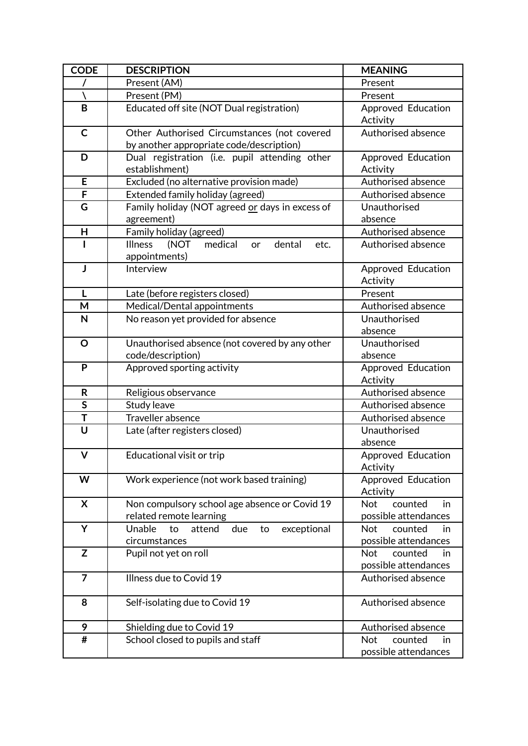| CODE | DESCRIPTION | MEANING |
| --- | --- | --- |
| / | Present (AM) | Present |
| \ | Present (PM) | Present |
| B | Educated off site (NOT Dual registration) | Approved Education Activity |
| C | Other Authorised Circumstances (not covered by another appropriate code/description) | Authorised absence |
| D | Dual registration (i.e. pupil attending other establishment) | Approved Education Activity |
| E | Excluded (no alternative provision made) | Authorised absence |
| F | Extended family holiday (agreed) | Authorised absence |
| G | Family holiday (NOT agreed or days in excess of agreement) | Unauthorised absence |
| H | Family holiday (agreed) | Authorised absence |
| I | Illness (NOT medical or dental etc. appointments) | Authorised absence |
| J | Interview | Approved Education Activity |
| L | Late (before registers closed) | Present |
| M | Medical/Dental appointments | Authorised absence |
| N | No reason yet provided for absence | Unauthorised absence |
| O | Unauthorised absence (not covered by any other code/description) | Unauthorised absence |
| P | Approved sporting activity | Approved Education Activity |
| R | Religious observance | Authorised absence |
| S | Study leave | Authorised absence |
| T | Traveller absence | Authorised absence |
| U | Late (after registers closed) | Unauthorised absence |
| V | Educational visit or trip | Approved Education Activity |
| W | Work experience (not work based training) | Approved Education Activity |
| X | Non compulsory school age absence or Covid 19 related remote learning | Not counted in possible attendances |
| Y | Unable to attend due to exceptional circumstances | Not counted in possible attendances |
| Z | Pupil not yet on roll | Not counted in possible attendances |
| 7 | Illness due to Covid 19 | Authorised absence |
| 8 | Self-isolating due to Covid 19 | Authorised absence |
| 9 | Shielding due to Covid 19 | Authorised absence |
| # | School closed to pupils and staff | Not counted in possible attendances |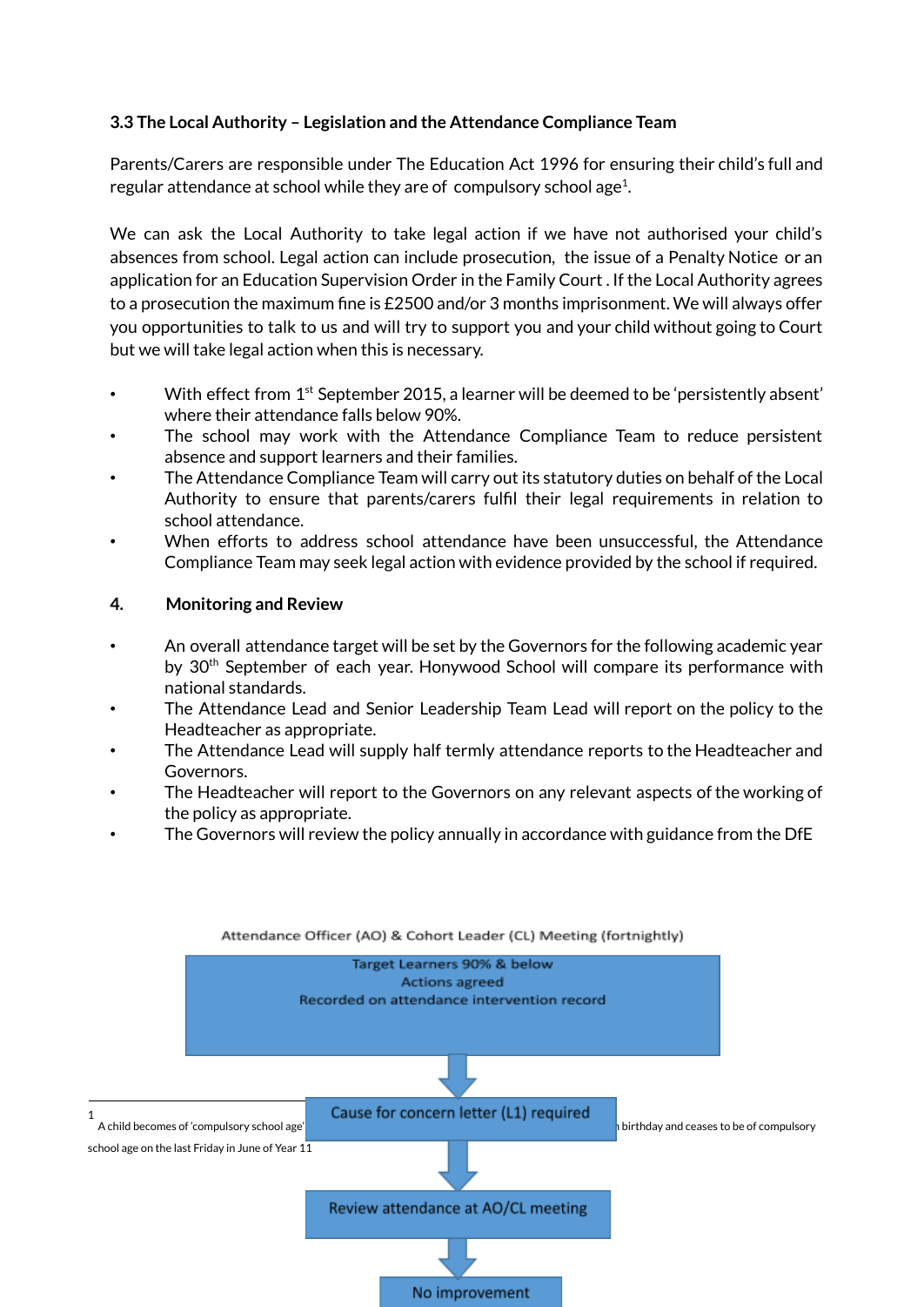**3.3 The Local Authority – Legislation and the Attendance Compliance Team**

Parents/Carers are responsible under The Education Act 1996 for ensuring their child's full and regular attendance at school while they are of compulsory school age[1].

We can ask the Local Authority to take legal action if we have not authorised your child's absences from school. Legal action can include prosecution, the issue of a Penalty Notice or an application for an Education Supervision Order in the Family Court . If the Local Authority agrees to a prosecution the maximum fine is £2500 and/or 3 months imprisonment. We will always offer you opportunities to talk to us and will try to support you and your child without going to Court but we will take legal action when this is necessary.

- With effect from 1st September 2015, a learner will be deemed to be 'persistently absent' where their attendance falls below 90%.
- The school may work with the Attendance Compliance Team to reduce persistent absence and support learners and their families.
- The Attendance Compliance Team will carry out its statutory duties on behalf of the Local Authority to ensure that parents/carers fulfil their legal requirements in relation to school attendance.
- When efforts to address school attendance have been unsuccessful, the Attendance Compliance Team may seek legal action with evidence provided by the school if required.

## 4. Monitoring and Review

- An overall attendance target will be set by the Governors for the following academic year by 30th September of each year. Honywood School will compare its performance with national standards.
- The Attendance Lead and Senior Leadership Team Lead will report on the policy to the Headteacher as appropriate.
- The Attendance Lead will supply half termly attendance reports to the Headteacher and Governors.
- The Headteacher will report to the Governors on any relevant aspects of the working of the policy as appropriate.
- The Governors will review the policy annually in accordance with guidance from the DfE

Attendance Officer (AO) & Cohort Leader (CL) Meeting (fortnightly)

Target Learners 90% & below
Actions agreed
Recorded on attendance intervention record

Cause for concern letter (L1) required

Review attendance at AO/CL meeting

No improvement

[1] A child becomes of 'compulsory school age' ... birthday and ceases to be of compulsory school age on the last Friday in June of Year 11